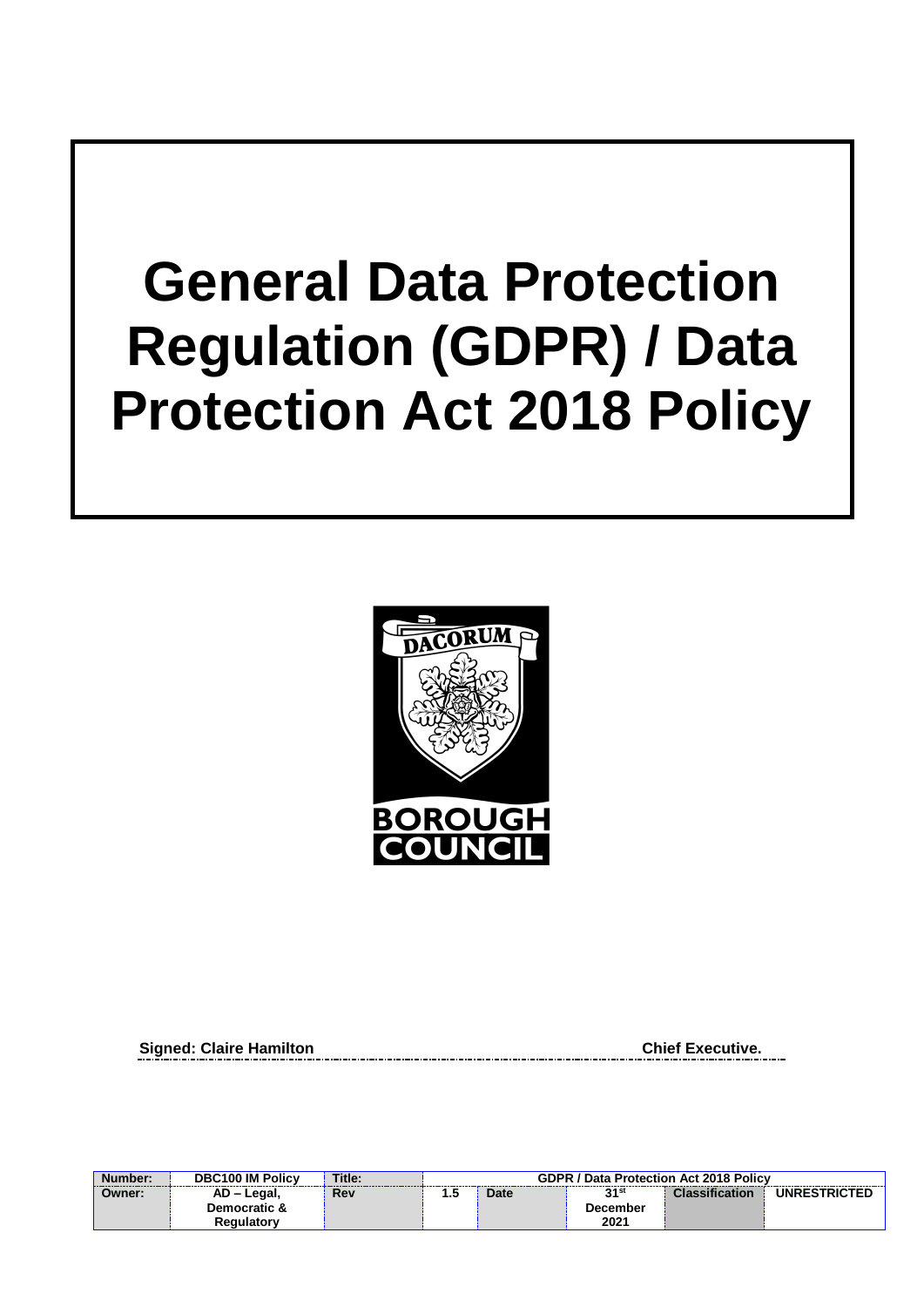# General Data Protection Regulation (GDPR) / Data Protection Act 2018 Policy

DACORUM

BOROUGH COUNCIL

**Signed: Claire Hamilton** **Chief Executive.**

| Number: | DBC100 IM Policy | Title: | GDPR / Data Protection Act 2018 Policy | | | | |
|---|---|---|---|---|---|---|---|
| Owner: | AD – Legal, Democratic & Regulatory | Rev | 1.5 | Date | 31st December 2021 | Classification | UNRESTRICTED |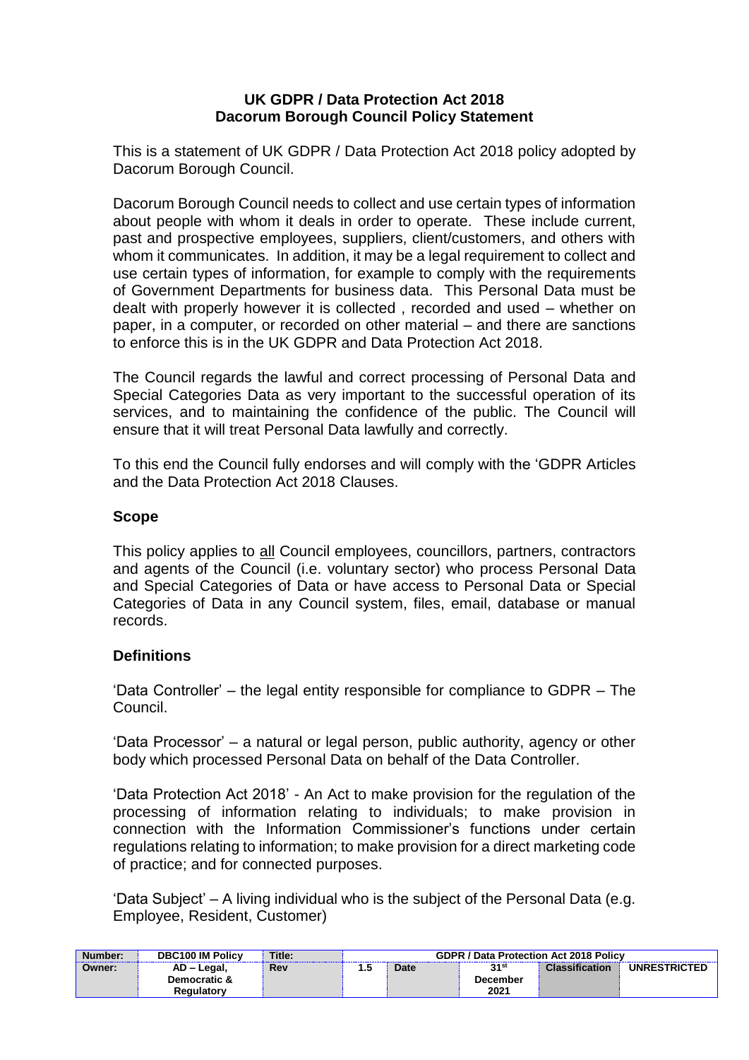**UK GDPR / Data Protection Act 2018**
**Dacorum Borough Council Policy Statement**

This is a statement of UK GDPR / Data Protection Act 2018 policy adopted by Dacorum Borough Council.

Dacorum Borough Council needs to collect and use certain types of information about people with whom it deals in order to operate. These include current, past and prospective employees, suppliers, client/customers, and others with whom it communicates. In addition, it may be a legal requirement to collect and use certain types of information, for example to comply with the requirements of Government Departments for business data. This Personal Data must be dealt with properly however it is collected , recorded and used – whether on paper, in a computer, or recorded on other material – and there are sanctions to enforce this is in the UK GDPR and Data Protection Act 2018.

The Council regards the lawful and correct processing of Personal Data and Special Categories Data as very important to the successful operation of its services, and to maintaining the confidence of the public. The Council will ensure that it will treat Personal Data lawfully and correctly.

To this end the Council fully endorses and will comply with the 'GDPR Articles and the Data Protection Act 2018 Clauses.

## Scope

This policy applies to all Council employees, councillors, partners, contractors and agents of the Council (i.e. voluntary sector) who process Personal Data and Special Categories of Data or have access to Personal Data or Special Categories of Data in any Council system, files, email, database or manual records.

## Definitions

'Data Controller' – the legal entity responsible for compliance to GDPR – The Council.

'Data Processor' – a natural or legal person, public authority, agency or other body which processed Personal Data on behalf of the Data Controller.

'Data Protection Act 2018' - An Act to make provision for the regulation of the processing of information relating to individuals; to make provision in connection with the Information Commissioner's functions under certain regulations relating to information; to make provision for a direct marketing code of practice; and for connected purposes.

'Data Subject' – A living individual who is the subject of the Personal Data (e.g. Employee, Resident, Customer)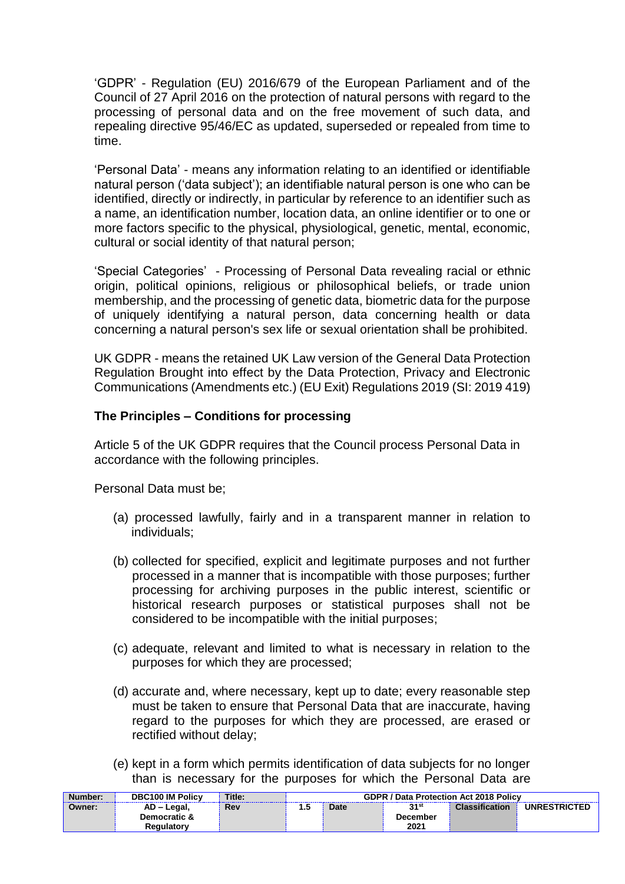'GDPR' - Regulation (EU) 2016/679 of the European Parliament and of the Council of 27 April 2016 on the protection of natural persons with regard to the processing of personal data and on the free movement of such data, and repealing directive 95/46/EC as updated, superseded or repealed from time to time.

'Personal Data' - means any information relating to an identified or identifiable natural person ('data subject'); an identifiable natural person is one who can be identified, directly or indirectly, in particular by reference to an identifier such as a name, an identification number, location data, an online identifier or to one or more factors specific to the physical, physiological, genetic, mental, economic, cultural or social identity of that natural person;

'Special Categories' - Processing of Personal Data revealing racial or ethnic origin, political opinions, religious or philosophical beliefs, or trade union membership, and the processing of genetic data, biometric data for the purpose of uniquely identifying a natural person, data concerning health or data concerning a natural person's sex life or sexual orientation shall be prohibited.

UK GDPR - means the retained UK Law version of the General Data Protection Regulation Brought into effect by the Data Protection, Privacy and Electronic Communications (Amendments etc.) (EU Exit) Regulations 2019 (SI: 2019 419)

**The Principles – Conditions for processing**

Article 5 of the UK GDPR requires that the Council process Personal Data in accordance with the following principles.

Personal Data must be;

(a) processed lawfully, fairly and in a transparent manner in relation to individuals;

(b) collected for specified, explicit and legitimate purposes and not further processed in a manner that is incompatible with those purposes; further processing for archiving purposes in the public interest, scientific or historical research purposes or statistical purposes shall not be considered to be incompatible with the initial purposes;

(c) adequate, relevant and limited to what is necessary in relation to the purposes for which they are processed;

(d) accurate and, where necessary, kept up to date; every reasonable step must be taken to ensure that Personal Data that are inaccurate, having regard to the purposes for which they are processed, are erased or rectified without delay;

(e) kept in a form which permits identification of data subjects for no longer than is necessary for the purposes for which the Personal Data are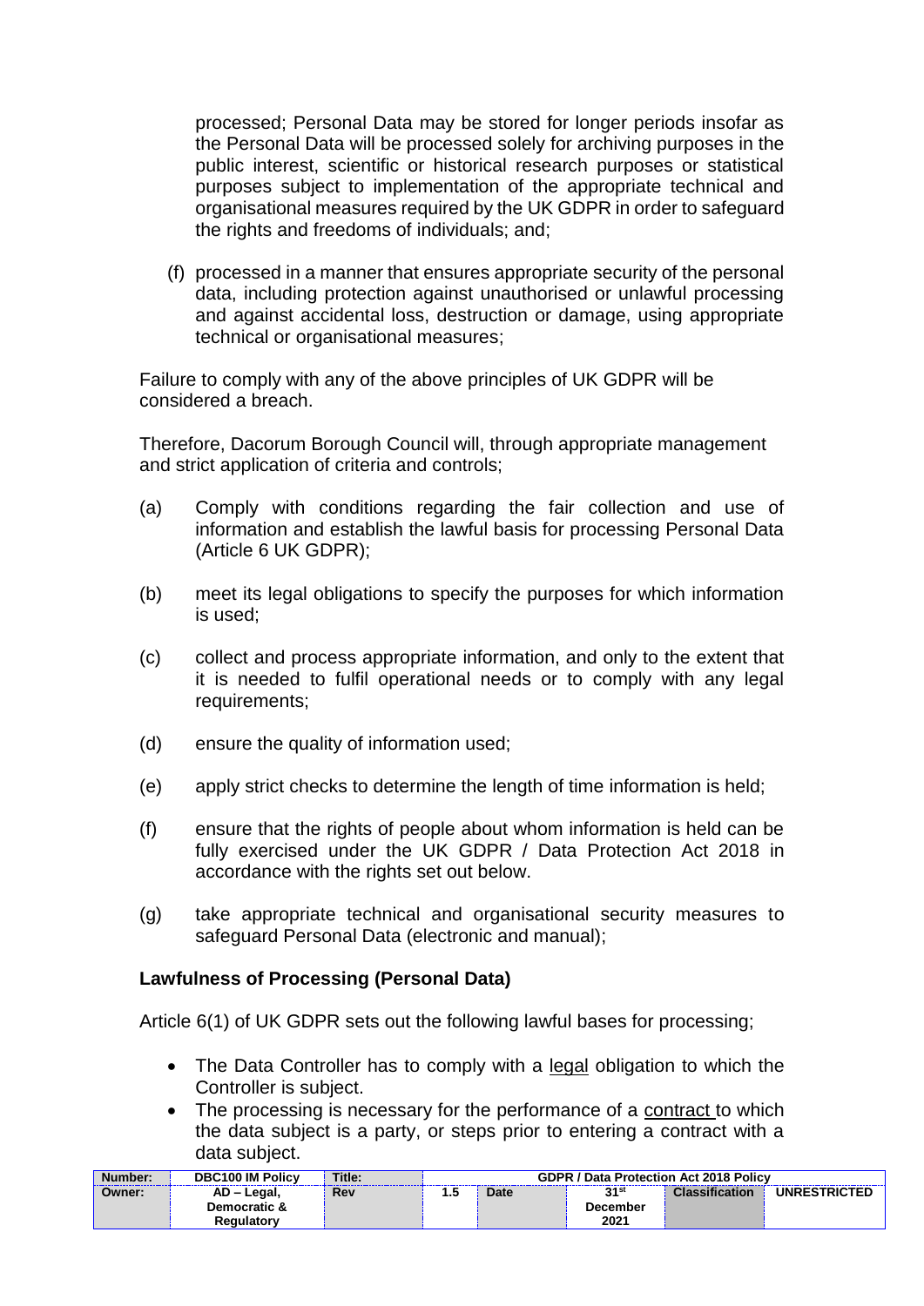processed; Personal Data may be stored for longer periods insofar as the Personal Data will be processed solely for archiving purposes in the public interest, scientific or historical research purposes or statistical purposes subject to implementation of the appropriate technical and organisational measures required by the UK GDPR in order to safeguard the rights and freedoms of individuals; and;

(f) processed in a manner that ensures appropriate security of the personal data, including protection against unauthorised or unlawful processing and against accidental loss, destruction or damage, using appropriate technical or organisational measures;

Failure to comply with any of the above principles of UK GDPR will be considered a breach.

Therefore, Dacorum Borough Council will, through appropriate management and strict application of criteria and controls;

(a) Comply with conditions regarding the fair collection and use of information and establish the lawful basis for processing Personal Data (Article 6 UK GDPR);

(b) meet its legal obligations to specify the purposes for which information is used;

(c) collect and process appropriate information, and only to the extent that it is needed to fulfil operational needs or to comply with any legal requirements;

(d) ensure the quality of information used;

(e) apply strict checks to determine the length of time information is held;

(f) ensure that the rights of people about whom information is held can be fully exercised under the UK GDPR / Data Protection Act 2018 in accordance with the rights set out below.

(g) take appropriate technical and organisational security measures to safeguard Personal Data (electronic and manual);

**Lawfulness of Processing (Personal Data)**

Article 6(1) of UK GDPR sets out the following lawful bases for processing;

- The Data Controller has to comply with a legal obligation to which the Controller is subject.
- The processing is necessary for the performance of a contract to which the data subject is a party, or steps prior to entering a contract with a data subject.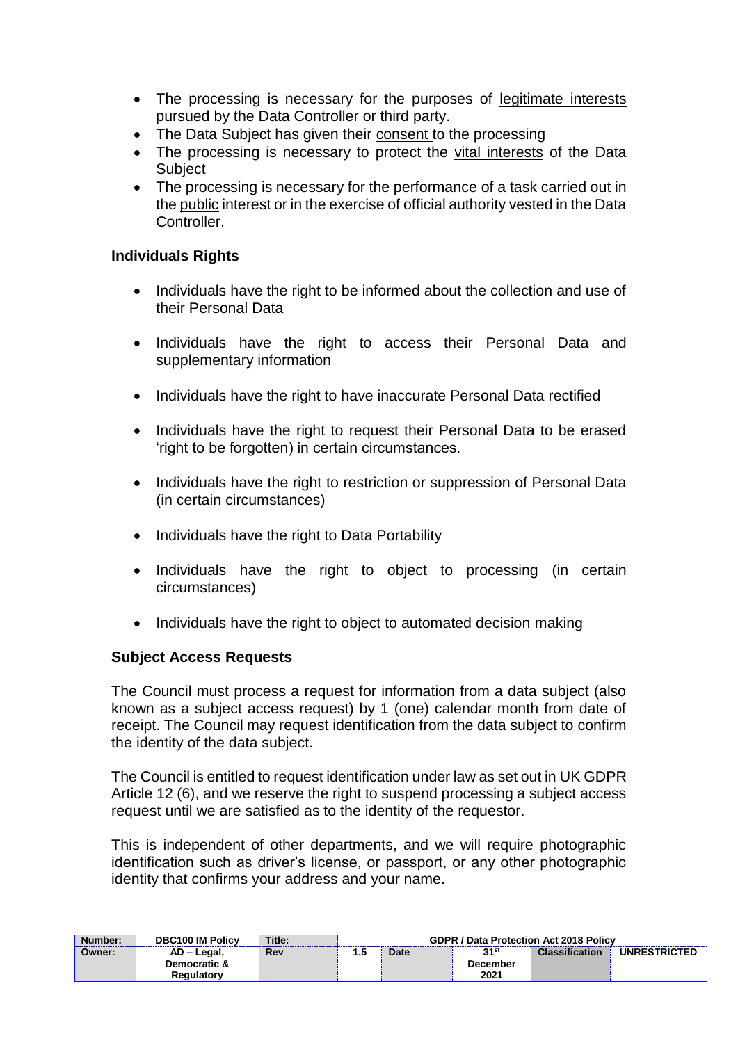- The processing is necessary for the purposes of legitimate interests pursued by the Data Controller or third party.
- The Data Subject has given their consent to the processing
- The processing is necessary to protect the vital interests of the Data Subject
- The processing is necessary for the performance of a task carried out in the public interest or in the exercise of official authority vested in the Data Controller.

### Individuals Rights

- Individuals have the right to be informed about the collection and use of their Personal Data

- Individuals have the right to access their Personal Data and supplementary information

- Individuals have the right to have inaccurate Personal Data rectified

- Individuals have the right to request their Personal Data to be erased 'right to be forgotten) in certain circumstances.

- Individuals have the right to restriction or suppression of Personal Data (in certain circumstances)

- Individuals have the right to Data Portability

- Individuals have the right to object to processing (in certain circumstances)

- Individuals have the right to object to automated decision making

### Subject Access Requests

The Council must process a request for information from a data subject (also known as a subject access request) by 1 (one) calendar month from date of receipt. The Council may request identification from the data subject to confirm the identity of the data subject.

The Council is entitled to request identification under law as set out in UK GDPR Article 12 (6), and we reserve the right to suspend processing a subject access request until we are satisfied as to the identity of the requestor.

This is independent of other departments, and we will require photographic identification such as driver's license, or passport, or any other photographic identity that confirms your address and your name.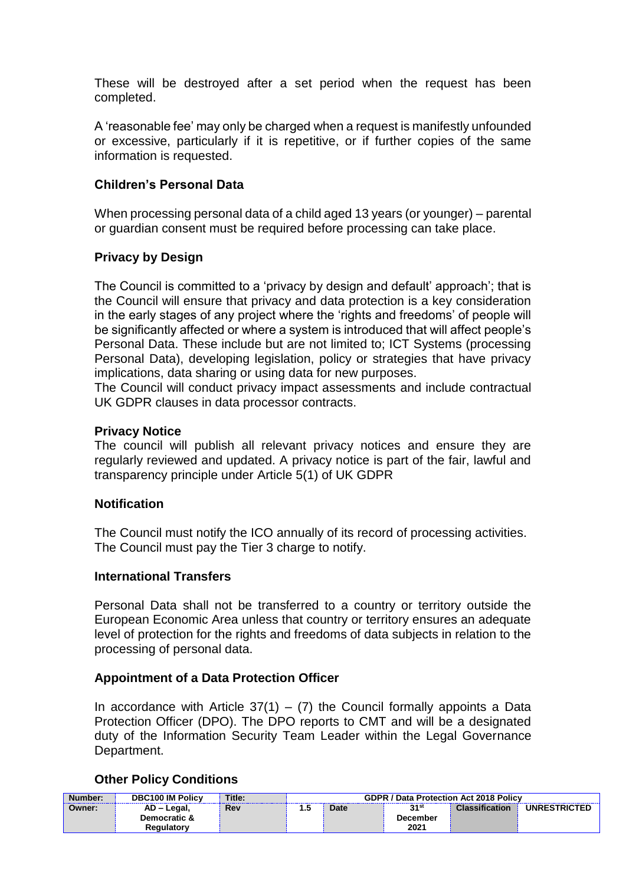These will be destroyed after a set period when the request has been completed.

A 'reasonable fee' may only be charged when a request is manifestly unfounded or excessive, particularly if it is repetitive, or if further copies of the same information is requested.

### Children's Personal Data

When processing personal data of a child aged 13 years (or younger) – parental or guardian consent must be required before processing can take place.

### Privacy by Design

The Council is committed to a 'privacy by design and default' approach'; that is the Council will ensure that privacy and data protection is a key consideration in the early stages of any project where the 'rights and freedoms' of people will be significantly affected or where a system is introduced that will affect people's Personal Data. These include but are not limited to; ICT Systems (processing Personal Data), developing legislation, policy or strategies that have privacy implications, data sharing or using data for new purposes.
The Council will conduct privacy impact assessments and include contractual UK GDPR clauses in data processor contracts.

### Privacy Notice

The council will publish all relevant privacy notices and ensure they are regularly reviewed and updated. A privacy notice is part of the fair, lawful and transparency principle under Article 5(1) of UK GDPR

### Notification

The Council must notify the ICO annually of its record of processing activities. The Council must pay the Tier 3 charge to notify.

### International Transfers

Personal Data shall not be transferred to a country or territory outside the European Economic Area unless that country or territory ensures an adequate level of protection for the rights and freedoms of data subjects in relation to the processing of personal data.

### Appointment of a Data Protection Officer

In accordance with Article 37(1) – (7) the Council formally appoints a Data Protection Officer (DPO). The DPO reports to CMT and will be a designated duty of the Information Security Team Leader within the Legal Governance Department.

### Other Policy Conditions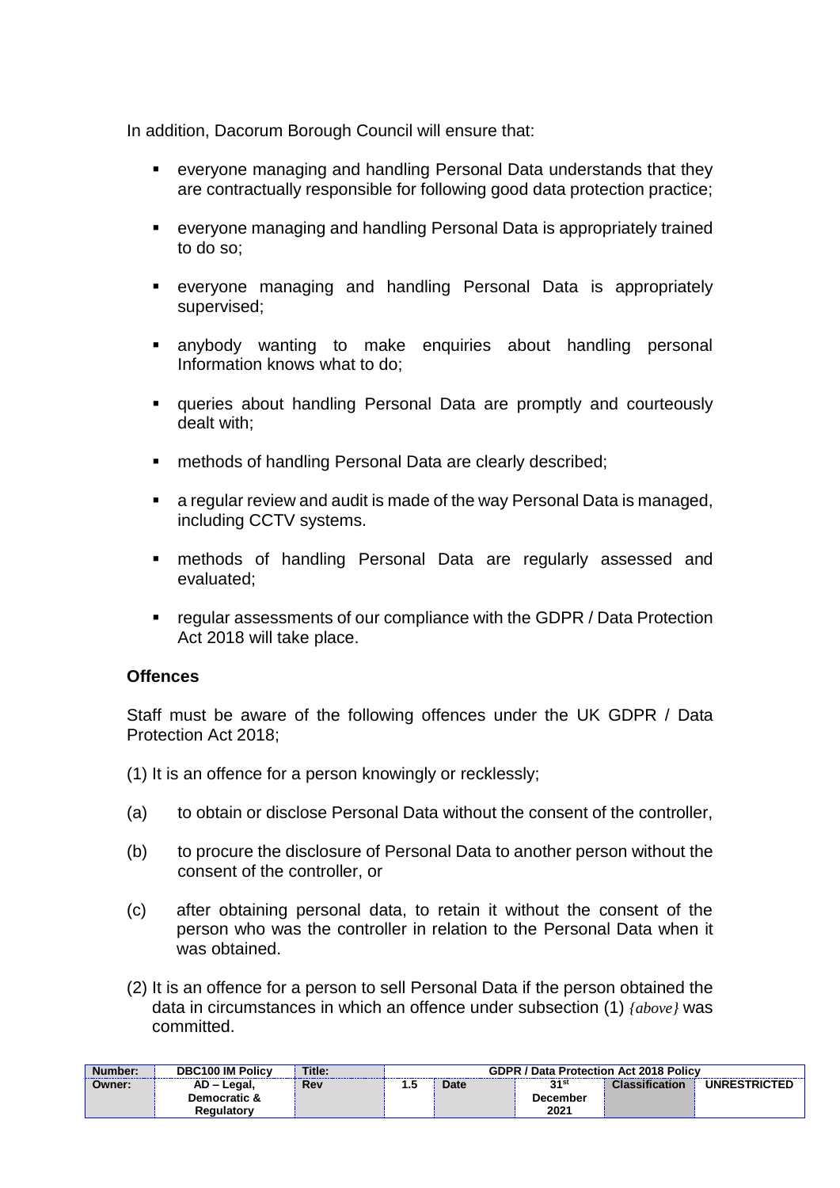In addition, Dacorum Borough Council will ensure that:

- everyone managing and handling Personal Data understands that they are contractually responsible for following good data protection practice;
- everyone managing and handling Personal Data is appropriately trained to do so;
- everyone managing and handling Personal Data is appropriately supervised;
- anybody wanting to make enquiries about handling personal Information knows what to do;
- queries about handling Personal Data are promptly and courteously dealt with;
- methods of handling Personal Data are clearly described;
- a regular review and audit is made of the way Personal Data is managed, including CCTV systems.
- methods of handling Personal Data are regularly assessed and evaluated;
- regular assessments of our compliance with the GDPR / Data Protection Act 2018 will take place.

**Offences**

Staff must be aware of the following offences under the UK GDPR / Data Protection Act 2018;

(1) It is an offence for a person knowingly or recklessly;

(a) to obtain or disclose Personal Data without the consent of the controller,

(b) to procure the disclosure of Personal Data to another person without the consent of the controller, or

(c) after obtaining personal data, to retain it without the consent of the person who was the controller in relation to the Personal Data when it was obtained.

(2) It is an offence for a person to sell Personal Data if the person obtained the data in circumstances in which an offence under subsection (1) *{above}* was committed.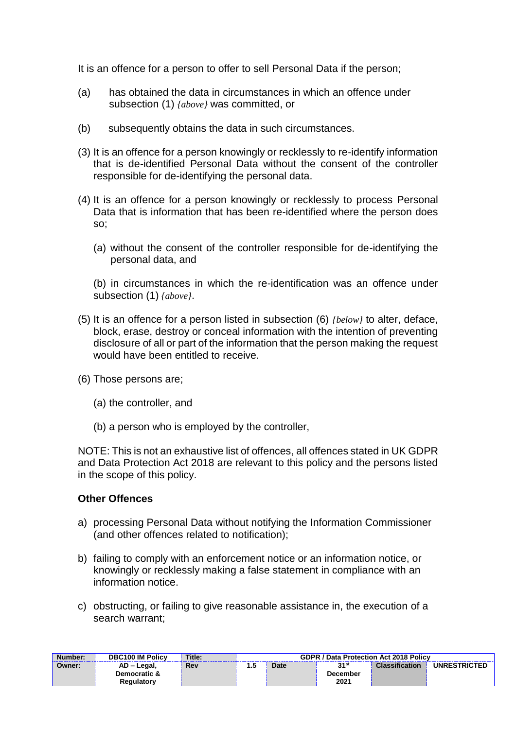It is an offence for a person to offer to sell Personal Data if the person;

(a) has obtained the data in circumstances in which an offence under subsection (1) *{above}* was committed, or

(b) subsequently obtains the data in such circumstances.

(3) It is an offence for a person knowingly or recklessly to re-identify information that is de-identified Personal Data without the consent of the controller responsible for de-identifying the personal data.

(4) It is an offence for a person knowingly or recklessly to process Personal Data that is information that has been re-identified where the person does so;

(a) without the consent of the controller responsible for de-identifying the personal data, and

(b) in circumstances in which the re-identification was an offence under subsection (1) *{above}*.

(5) It is an offence for a person listed in subsection (6) *{below}* to alter, deface, block, erase, destroy or conceal information with the intention of preventing disclosure of all or part of the information that the person making the request would have been entitled to receive.

(6) Those persons are;

(a) the controller, and

(b) a person who is employed by the controller,

NOTE: This is not an exhaustive list of offences, all offences stated in UK GDPR and Data Protection Act 2018 are relevant to this policy and the persons listed in the scope of this policy.

**Other Offences**

a) processing Personal Data without notifying the Information Commissioner (and other offences related to notification);

b) failing to comply with an enforcement notice or an information notice, or knowingly or recklessly making a false statement in compliance with an information notice.

c) obstructing, or failing to give reasonable assistance in, the execution of a search warrant;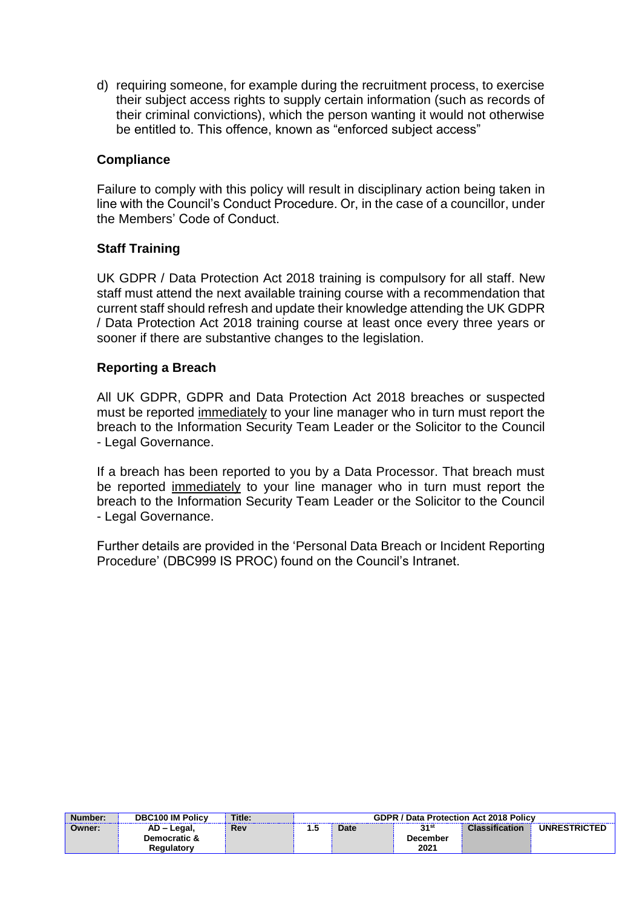d) requiring someone, for example during the recruitment process, to exercise their subject access rights to supply certain information (such as records of their criminal convictions), which the person wanting it would not otherwise be entitled to. This offence, known as “enforced subject access”

### Compliance

Failure to comply with this policy will result in disciplinary action being taken in line with the Council’s Conduct Procedure. Or, in the case of a councillor, under the Members’ Code of Conduct.

### Staff Training

UK GDPR / Data Protection Act 2018 training is compulsory for all staff. New staff must attend the next available training course with a recommendation that current staff should refresh and update their knowledge attending the UK GDPR / Data Protection Act 2018 training course at least once every three years or sooner if there are substantive changes to the legislation.

### Reporting a Breach

All UK GDPR, GDPR and Data Protection Act 2018 breaches or suspected must be reported immediately to your line manager who in turn must report the breach to the Information Security Team Leader or the Solicitor to the Council - Legal Governance.

If a breach has been reported to you by a Data Processor. That breach must be reported immediately to your line manager who in turn must report the breach to the Information Security Team Leader or the Solicitor to the Council - Legal Governance.

Further details are provided in the ‘Personal Data Breach or Incident Reporting Procedure’ (DBC999 IS PROC) found on the Council’s Intranet.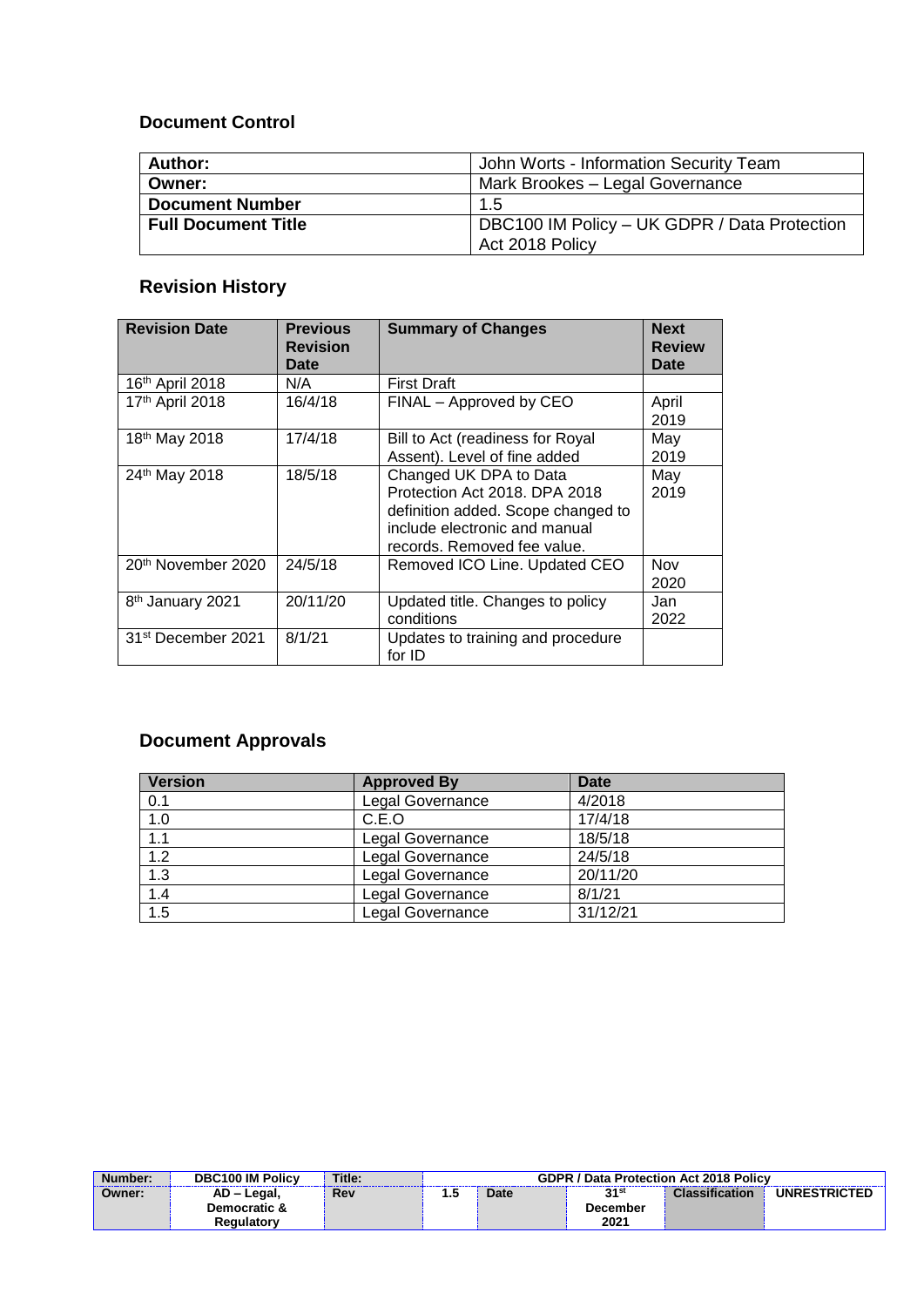## Document Control

| | |
|---|---|
| **Author:** | John Worts - Information Security Team |
| **Owner:** | Mark Brookes – Legal Governance |
| **Document Number** | 1.5 |
| **Full Document Title** | DBC100 IM Policy – UK GDPR / Data Protection Act 2018 Policy |

## Revision History

| Revision Date | Previous Revision Date | Summary of Changes | Next Review Date |
|---|---|---|---|
| 16th April 2018 | N/A | First Draft | |
| 17th April 2018 | 16/4/18 | FINAL – Approved by CEO | April 2019 |
| 18th May 2018 | 17/4/18 | Bill to Act (readiness for Royal Assent). Level of fine added | May 2019 |
| 24th May 2018 | 18/5/18 | Changed UK DPA to Data Protection Act 2018. DPA 2018 definition added. Scope changed to include electronic and manual records. Removed fee value. | May 2019 |
| 20th November 2020 | 24/5/18 | Removed ICO Line. Updated CEO | Nov 2020 |
| 8th January 2021 | 20/11/20 | Updated title. Changes to policy conditions | Jan 2022 |
| 31st December 2021 | 8/1/21 | Updates to training and procedure for ID | |

## Document Approvals

| Version | Approved By | Date |
|---|---|---|
| 0.1 | Legal Governance | 4/2018 |
| 1.0 | C.E.O | 17/4/18 |
| 1.1 | Legal Governance | 18/5/18 |
| 1.2 | Legal Governance | 24/5/18 |
| 1.3 | Legal Governance | 20/11/20 |
| 1.4 | Legal Governance | 8/1/21 |
| 1.5 | Legal Governance | 31/12/21 |